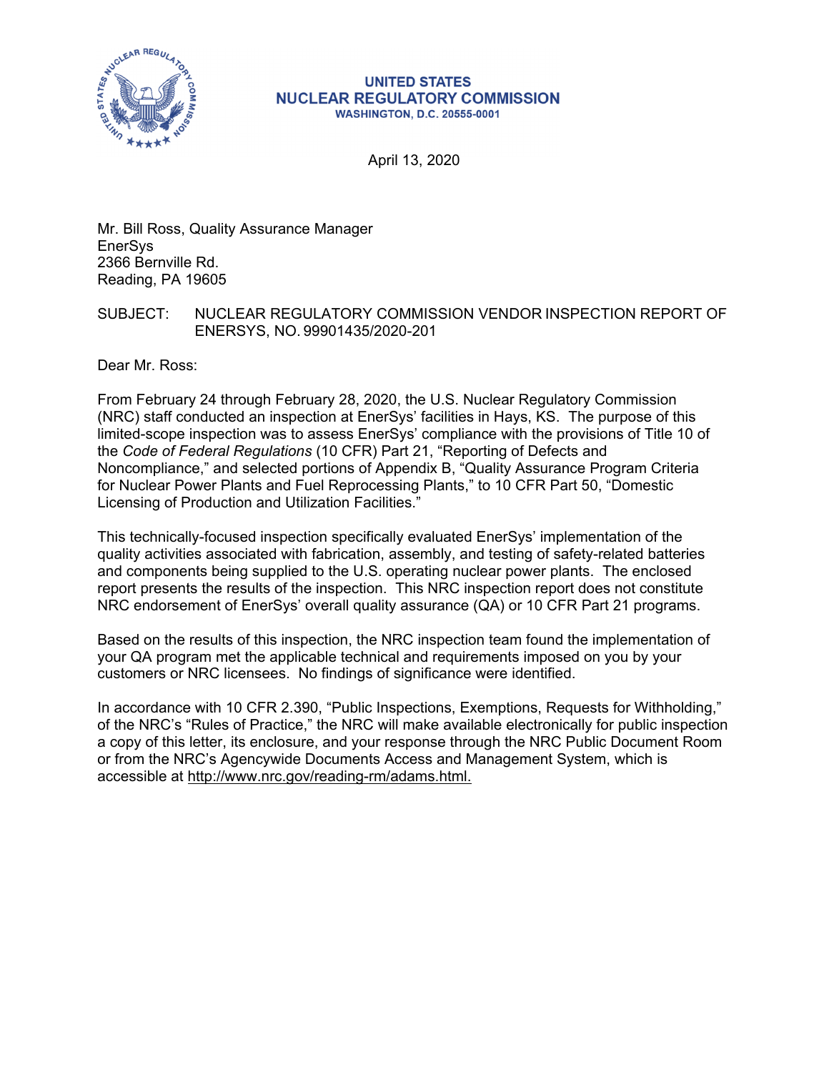**UNITED STATES**
**NUCLEAR REGULATORY COMMISSION**
**WASHINGTON, D.C. 20555-0001**

April 13, 2020

Mr. Bill Ross, Quality Assurance Manager
EnerSys
2366 Bernville Rd.
Reading, PA 19605

SUBJECT: NUCLEAR REGULATORY COMMISSION VENDOR INSPECTION REPORT OF ENERSYS, NO. 99901435/2020-201

Dear Mr. Ross:

From February 24 through February 28, 2020, the U.S. Nuclear Regulatory Commission (NRC) staff conducted an inspection at EnerSys' facilities in Hays, KS. The purpose of this limited-scope inspection was to assess EnerSys' compliance with the provisions of Title 10 of the *Code of Federal Regulations* (10 CFR) Part 21, "Reporting of Defects and Noncompliance," and selected portions of Appendix B, "Quality Assurance Program Criteria for Nuclear Power Plants and Fuel Reprocessing Plants," to 10 CFR Part 50, "Domestic Licensing of Production and Utilization Facilities."

This technically-focused inspection specifically evaluated EnerSys' implementation of the quality activities associated with fabrication, assembly, and testing of safety-related batteries and components being supplied to the U.S. operating nuclear power plants. The enclosed report presents the results of the inspection. This NRC inspection report does not constitute NRC endorsement of EnerSys' overall quality assurance (QA) or 10 CFR Part 21 programs.

Based on the results of this inspection, the NRC inspection team found the implementation of your QA program met the applicable technical and requirements imposed on you by your customers or NRC licensees. No findings of significance were identified.

In accordance with 10 CFR 2.390, "Public Inspections, Exemptions, Requests for Withholding," of the NRC's "Rules of Practice," the NRC will make available electronically for public inspection a copy of this letter, its enclosure, and your response through the NRC Public Document Room or from the NRC's Agencywide Documents Access and Management System, which is accessible at http://www.nrc.gov/reading-rm/adams.html.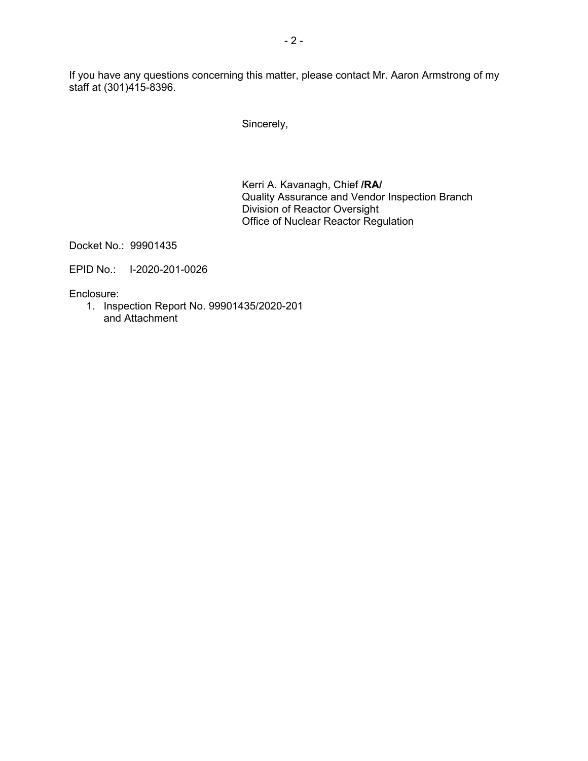If you have any questions concerning this matter, please contact Mr. Aaron Armstrong of my staff at (301)415-8396.

Sincerely,

Kerri A. Kavanagh, Chief **/RA/**
Quality Assurance and Vendor Inspection Branch
Division of Reactor Oversight
Office of Nuclear Reactor Regulation

Docket No.: 99901435

EPID No.: I-2020-201-0026

Enclosure:

1. Inspection Report No. 99901435/2020-201
   and Attachment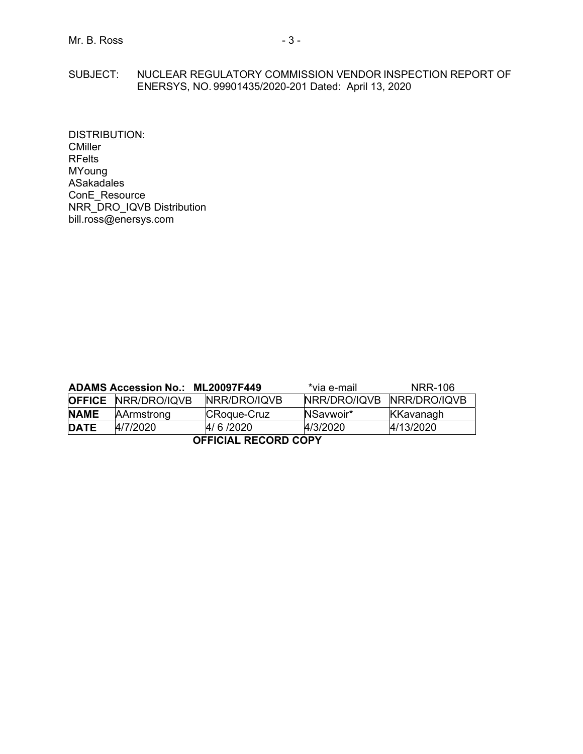SUBJECT: NUCLEAR REGULATORY COMMISSION VENDOR INSPECTION REPORT OF ENERSYS, NO. 99901435/2020-201 Dated: April 13, 2020

DISTRIBUTION:
CMiller
RFelts
MYoung
ASakadales
ConE_Resource
NRR_DRO_IQVB Distribution
bill.ross@enersys.com

**ADAMS Accession No.: ML20097F449** *via e-mail NRR-106

| **OFFICE** | NRR/DRO/IQVB | NRR/DRO/IQVB | NRR/DRO/IQVB | NRR/DRO/IQVB |
|---|---|---|---|---|
| **NAME** | AArmstrong | CRoque-Cruz | NSavwoir* | KKavanagh |
| **DATE** | 4/7/2020 | 4/ 6 /2020 | 4/3/2020 | 4/13/2020 |

**OFFICIAL RECORD COPY**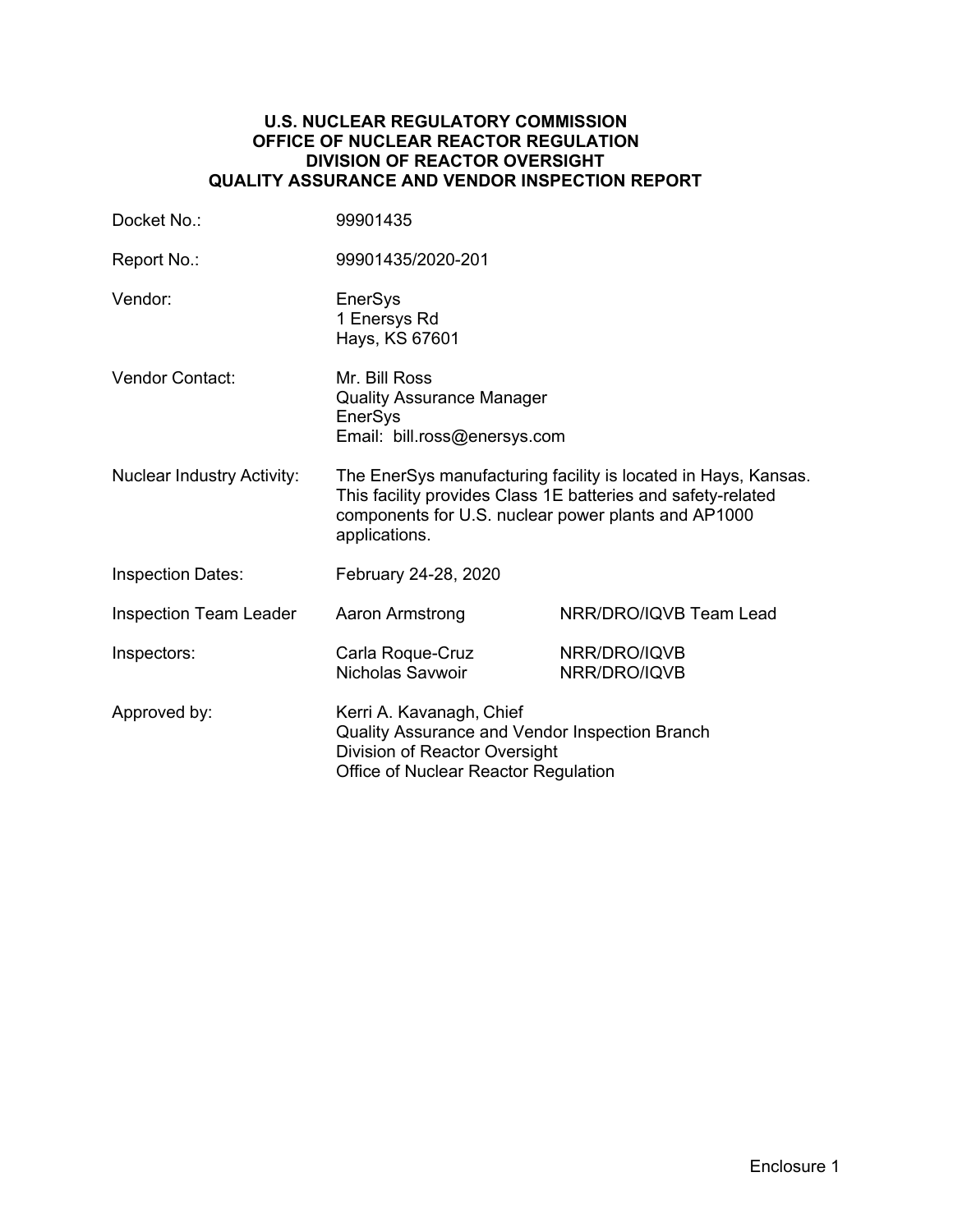**U.S. NUCLEAR REGULATORY COMMISSION**
**OFFICE OF NUCLEAR REACTOR REGULATION**
**DIVISION OF REACTOR OVERSIGHT**
**QUALITY ASSURANCE AND VENDOR INSPECTION REPORT**

| | | |
|---|---|---|
| Docket No.: | 99901435 | |
| Report No.: | 99901435/2020-201 | |
| Vendor: | EnerSys<br>1 Enersys Rd<br>Hays, KS 67601 | |
| Vendor Contact: | Mr. Bill Ross<br>Quality Assurance Manager<br>EnerSys<br>Email: bill.ross@enersys.com | |
| Nuclear Industry Activity: | The EnerSys manufacturing facility is located in Hays, Kansas. This facility provides Class 1E batteries and safety-related components for U.S. nuclear power plants and AP1000 applications. | |
| Inspection Dates: | February 24-28, 2020 | |
| Inspection Team Leader | Aaron Armstrong | NRR/DRO/IQVB Team Lead |
| Inspectors: | Carla Roque-Cruz<br>Nicholas Savwoir | NRR/DRO/IQVB<br>NRR/DRO/IQVB |
| Approved by: | Kerri A. Kavanagh, Chief<br>Quality Assurance and Vendor Inspection Branch<br>Division of Reactor Oversight<br>Office of Nuclear Reactor Regulation | |

Enclosure 1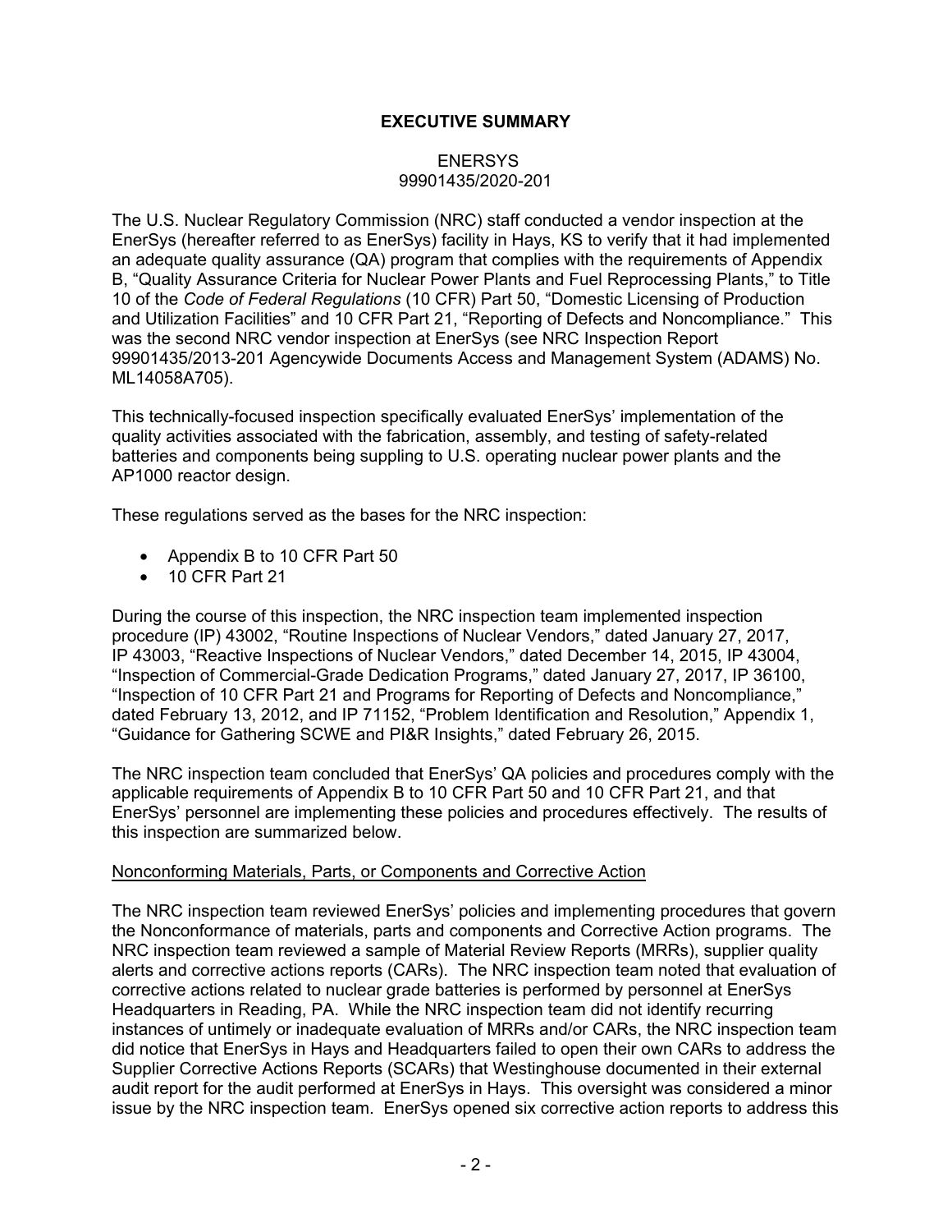# EXECUTIVE SUMMARY

ENERSYS
99901435/2020-201

The U.S. Nuclear Regulatory Commission (NRC) staff conducted a vendor inspection at the EnerSys (hereafter referred to as EnerSys) facility in Hays, KS to verify that it had implemented an adequate quality assurance (QA) program that complies with the requirements of Appendix B, "Quality Assurance Criteria for Nuclear Power Plants and Fuel Reprocessing Plants," to Title 10 of the *Code of Federal Regulations* (10 CFR) Part 50, "Domestic Licensing of Production and Utilization Facilities" and 10 CFR Part 21, "Reporting of Defects and Noncompliance." This was the second NRC vendor inspection at EnerSys (see NRC Inspection Report 99901435/2013-201 Agencywide Documents Access and Management System (ADAMS) No. ML14058A705).

This technically-focused inspection specifically evaluated EnerSys' implementation of the quality activities associated with the fabrication, assembly, and testing of safety-related batteries and components being suppling to U.S. operating nuclear power plants and the AP1000 reactor design.

These regulations served as the bases for the NRC inspection:

- Appendix B to 10 CFR Part 50
- 10 CFR Part 21

During the course of this inspection, the NRC inspection team implemented inspection procedure (IP) 43002, "Routine Inspections of Nuclear Vendors," dated January 27, 2017, IP 43003, "Reactive Inspections of Nuclear Vendors," dated December 14, 2015, IP 43004, "Inspection of Commercial-Grade Dedication Programs," dated January 27, 2017, IP 36100, "Inspection of 10 CFR Part 21 and Programs for Reporting of Defects and Noncompliance," dated February 13, 2012, and IP 71152, "Problem Identification and Resolution," Appendix 1, "Guidance for Gathering SCWE and PI&R Insights," dated February 26, 2015.

The NRC inspection team concluded that EnerSys' QA policies and procedures comply with the applicable requirements of Appendix B to 10 CFR Part 50 and 10 CFR Part 21, and that EnerSys' personnel are implementing these policies and procedures effectively. The results of this inspection are summarized below.

## Nonconforming Materials, Parts, or Components and Corrective Action

The NRC inspection team reviewed EnerSys' policies and implementing procedures that govern the Nonconformance of materials, parts and components and Corrective Action programs. The NRC inspection team reviewed a sample of Material Review Reports (MRRs), supplier quality alerts and corrective actions reports (CARs). The NRC inspection team noted that evaluation of corrective actions related to nuclear grade batteries is performed by personnel at EnerSys Headquarters in Reading, PA. While the NRC inspection team did not identify recurring instances of untimely or inadequate evaluation of MRRs and/or CARs, the NRC inspection team did notice that EnerSys in Hays and Headquarters failed to open their own CARs to address the Supplier Corrective Actions Reports (SCARs) that Westinghouse documented in their external audit report for the audit performed at EnerSys in Hays. This oversight was considered a minor issue by the NRC inspection team. EnerSys opened six corrective action reports to address this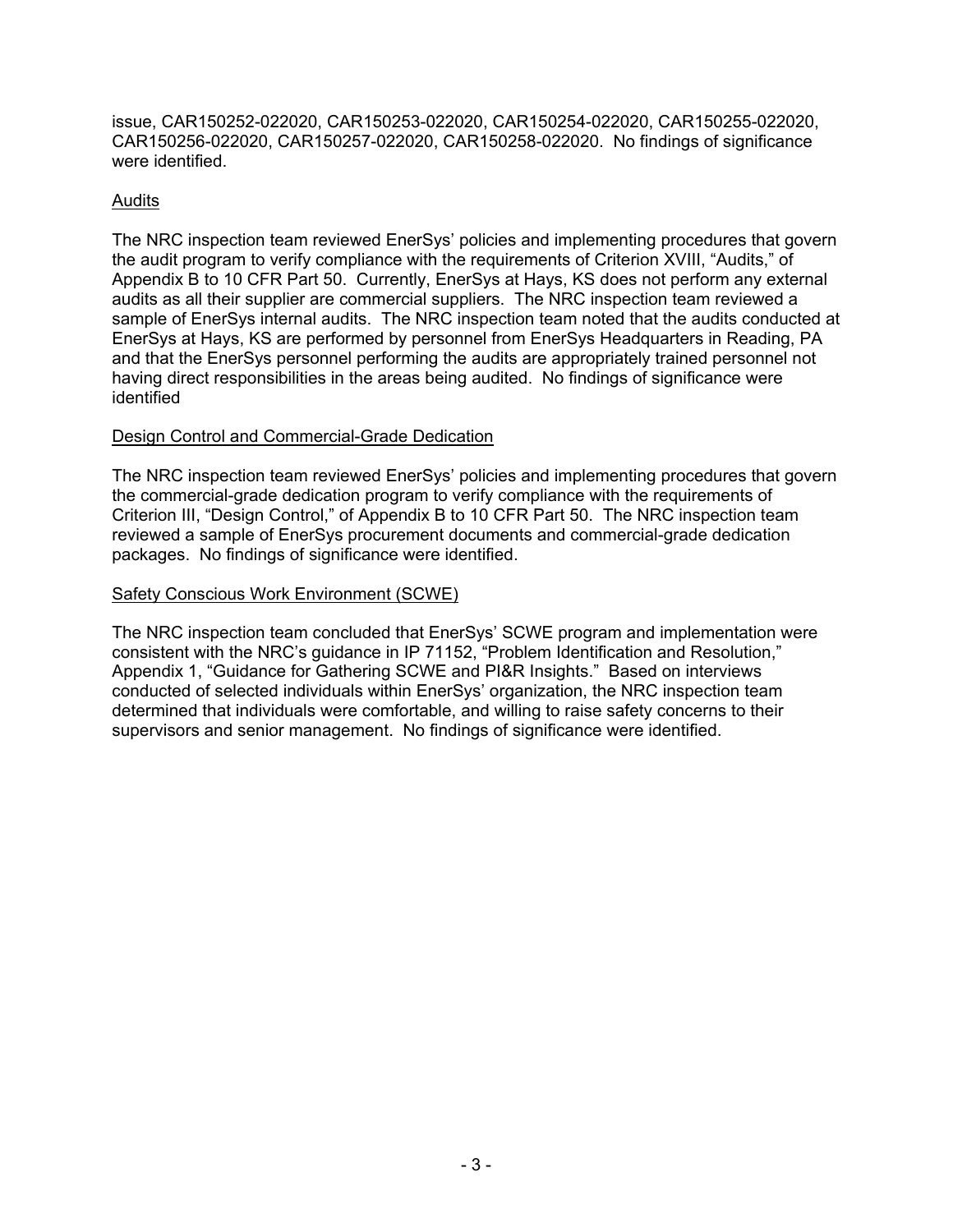issue, CAR150252-022020, CAR150253-022020, CAR150254-022020, CAR150255-022020, CAR150256-022020, CAR150257-022020, CAR150258-022020. No findings of significance were identified.

Audits

The NRC inspection team reviewed EnerSys' policies and implementing procedures that govern the audit program to verify compliance with the requirements of Criterion XVIII, "Audits," of Appendix B to 10 CFR Part 50. Currently, EnerSys at Hays, KS does not perform any external audits as all their supplier are commercial suppliers. The NRC inspection team reviewed a sample of EnerSys internal audits. The NRC inspection team noted that the audits conducted at EnerSys at Hays, KS are performed by personnel from EnerSys Headquarters in Reading, PA and that the EnerSys personnel performing the audits are appropriately trained personnel not having direct responsibilities in the areas being audited. No findings of significance were identified

Design Control and Commercial-Grade Dedication

The NRC inspection team reviewed EnerSys' policies and implementing procedures that govern the commercial-grade dedication program to verify compliance with the requirements of Criterion III, "Design Control," of Appendix B to 10 CFR Part 50. The NRC inspection team reviewed a sample of EnerSys procurement documents and commercial-grade dedication packages. No findings of significance were identified.

Safety Conscious Work Environment (SCWE)

The NRC inspection team concluded that EnerSys' SCWE program and implementation were consistent with the NRC's guidance in IP 71152, "Problem Identification and Resolution," Appendix 1, "Guidance for Gathering SCWE and PI&R Insights." Based on interviews conducted of selected individuals within EnerSys' organization, the NRC inspection team determined that individuals were comfortable, and willing to raise safety concerns to their supervisors and senior management. No findings of significance were identified.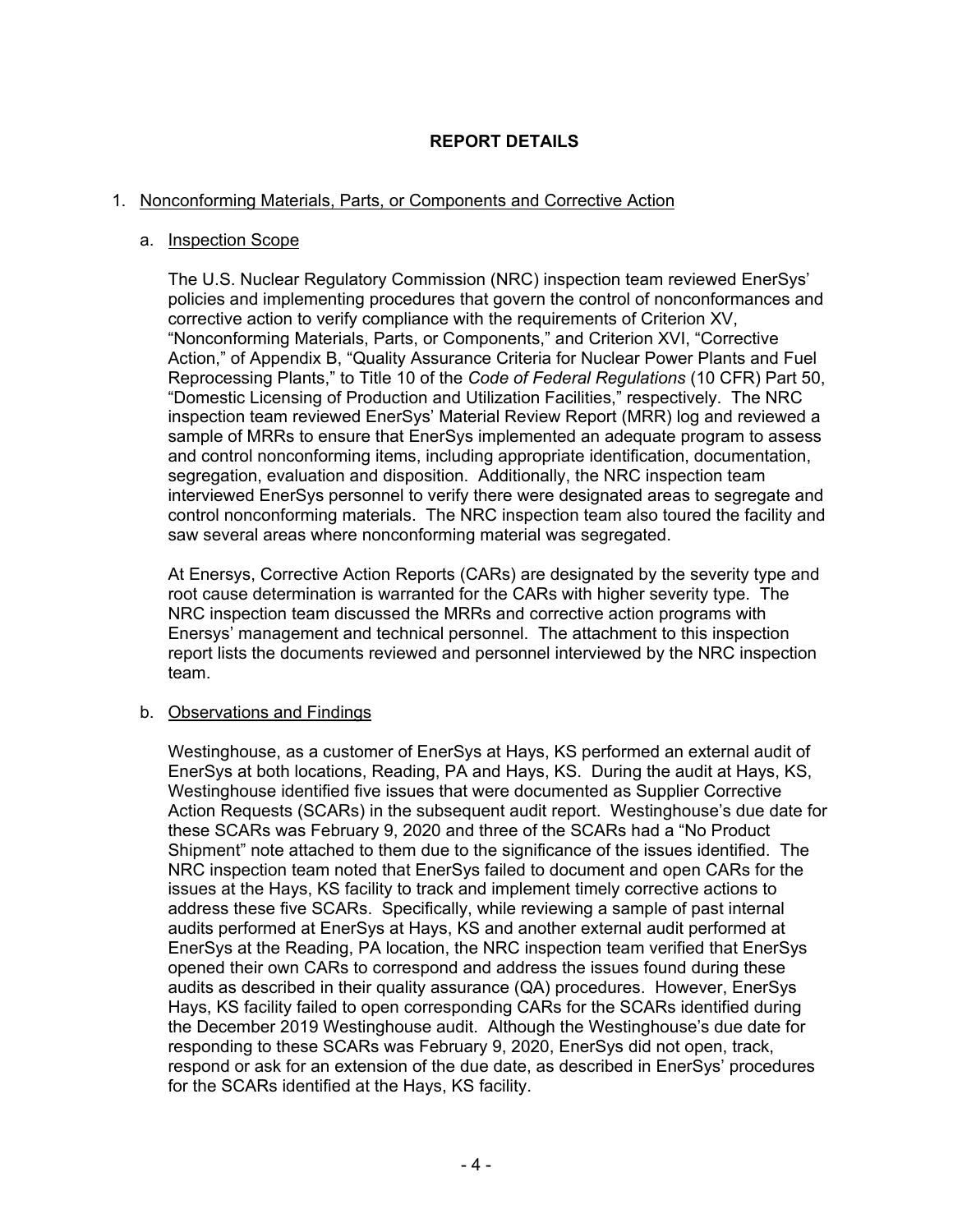## REPORT DETAILS

1. Nonconforming Materials, Parts, or Components and Corrective Action

   a. Inspection Scope

   The U.S. Nuclear Regulatory Commission (NRC) inspection team reviewed EnerSys' policies and implementing procedures that govern the control of nonconformances and corrective action to verify compliance with the requirements of Criterion XV, "Nonconforming Materials, Parts, or Components," and Criterion XVI, "Corrective Action," of Appendix B, "Quality Assurance Criteria for Nuclear Power Plants and Fuel Reprocessing Plants," to Title 10 of the *Code of Federal Regulations* (10 CFR) Part 50, "Domestic Licensing of Production and Utilization Facilities," respectively. The NRC inspection team reviewed EnerSys' Material Review Report (MRR) log and reviewed a sample of MRRs to ensure that EnerSys implemented an adequate program to assess and control nonconforming items, including appropriate identification, documentation, segregation, evaluation and disposition. Additionally, the NRC inspection team interviewed EnerSys personnel to verify there were designated areas to segregate and control nonconforming materials. The NRC inspection team also toured the facility and saw several areas where nonconforming material was segregated.

   At Enersys, Corrective Action Reports (CARs) are designated by the severity type and root cause determination is warranted for the CARs with higher severity type. The NRC inspection team discussed the MRRs and corrective action programs with Enersys' management and technical personnel. The attachment to this inspection report lists the documents reviewed and personnel interviewed by the NRC inspection team.

   b. Observations and Findings

   Westinghouse, as a customer of EnerSys at Hays, KS performed an external audit of EnerSys at both locations, Reading, PA and Hays, KS. During the audit at Hays, KS, Westinghouse identified five issues that were documented as Supplier Corrective Action Requests (SCARs) in the subsequent audit report. Westinghouse's due date for these SCARs was February 9, 2020 and three of the SCARs had a "No Product Shipment" note attached to them due to the significance of the issues identified. The NRC inspection team noted that EnerSys failed to document and open CARs for the issues at the Hays, KS facility to track and implement timely corrective actions to address these five SCARs. Specifically, while reviewing a sample of past internal audits performed at EnerSys at Hays, KS and another external audit performed at EnerSys at the Reading, PA location, the NRC inspection team verified that EnerSys opened their own CARs to correspond and address the issues found during these audits as described in their quality assurance (QA) procedures. However, EnerSys Hays, KS facility failed to open corresponding CARs for the SCARs identified during the December 2019 Westinghouse audit. Although the Westinghouse's due date for responding to these SCARs was February 9, 2020, EnerSys did not open, track, respond or ask for an extension of the due date, as described in EnerSys' procedures for the SCARs identified at the Hays, KS facility.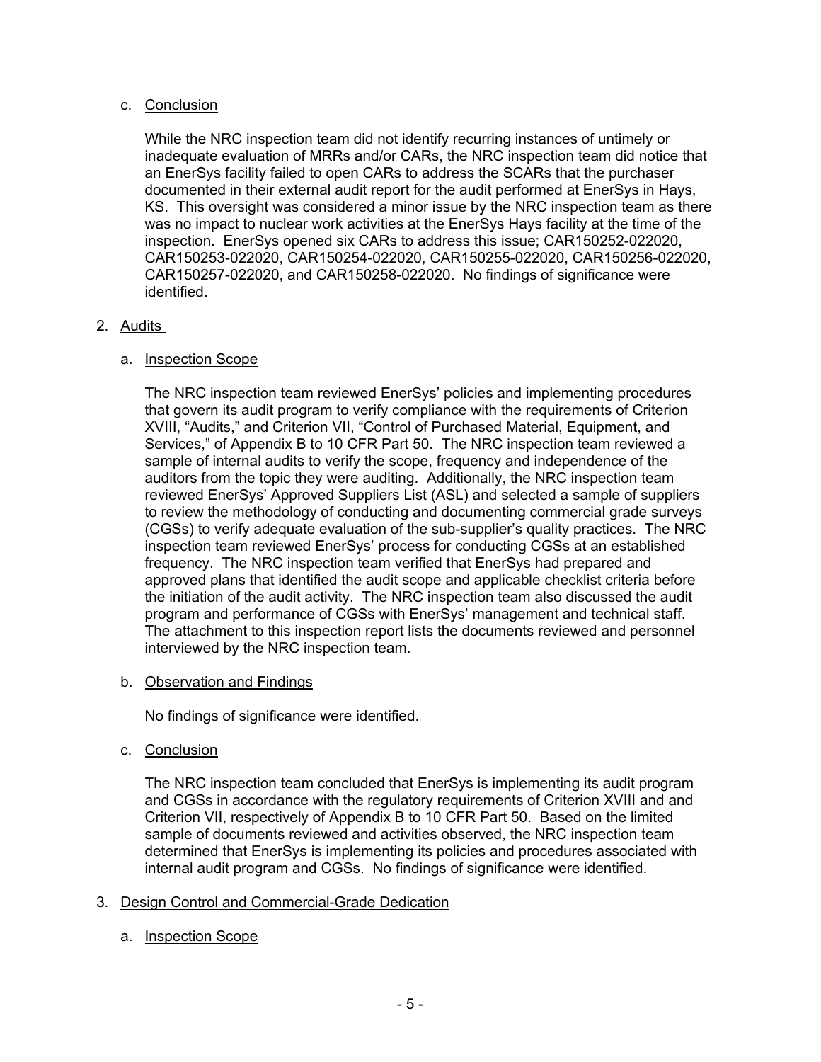c. Conclusion

While the NRC inspection team did not identify recurring instances of untimely or inadequate evaluation of MRRs and/or CARs, the NRC inspection team did notice that an EnerSys facility failed to open CARs to address the SCARs that the purchaser documented in their external audit report for the audit performed at EnerSys in Hays, KS. This oversight was considered a minor issue by the NRC inspection team as there was no impact to nuclear work activities at the EnerSys Hays facility at the time of the inspection. EnerSys opened six CARs to address this issue; CAR150252-022020, CAR150253-022020, CAR150254-022020, CAR150255-022020, CAR150256-022020, CAR150257-022020, and CAR150258-022020. No findings of significance were identified.

2. Audits

a. Inspection Scope

The NRC inspection team reviewed EnerSys' policies and implementing procedures that govern its audit program to verify compliance with the requirements of Criterion XVIII, "Audits," and Criterion VII, "Control of Purchased Material, Equipment, and Services," of Appendix B to 10 CFR Part 50. The NRC inspection team reviewed a sample of internal audits to verify the scope, frequency and independence of the auditors from the topic they were auditing. Additionally, the NRC inspection team reviewed EnerSys' Approved Suppliers List (ASL) and selected a sample of suppliers to review the methodology of conducting and documenting commercial grade surveys (CGSs) to verify adequate evaluation of the sub-supplier's quality practices. The NRC inspection team reviewed EnerSys' process for conducting CGSs at an established frequency. The NRC inspection team verified that EnerSys had prepared and approved plans that identified the audit scope and applicable checklist criteria before the initiation of the audit activity. The NRC inspection team also discussed the audit program and performance of CGSs with EnerSys' management and technical staff. The attachment to this inspection report lists the documents reviewed and personnel interviewed by the NRC inspection team.

b. Observation and Findings

No findings of significance were identified.

c. Conclusion

The NRC inspection team concluded that EnerSys is implementing its audit program and CGSs in accordance with the regulatory requirements of Criterion XVIII and and Criterion VII, respectively of Appendix B to 10 CFR Part 50. Based on the limited sample of documents reviewed and activities observed, the NRC inspection team determined that EnerSys is implementing its policies and procedures associated with internal audit program and CGSs. No findings of significance were identified.

3. Design Control and Commercial-Grade Dedication

a. Inspection Scope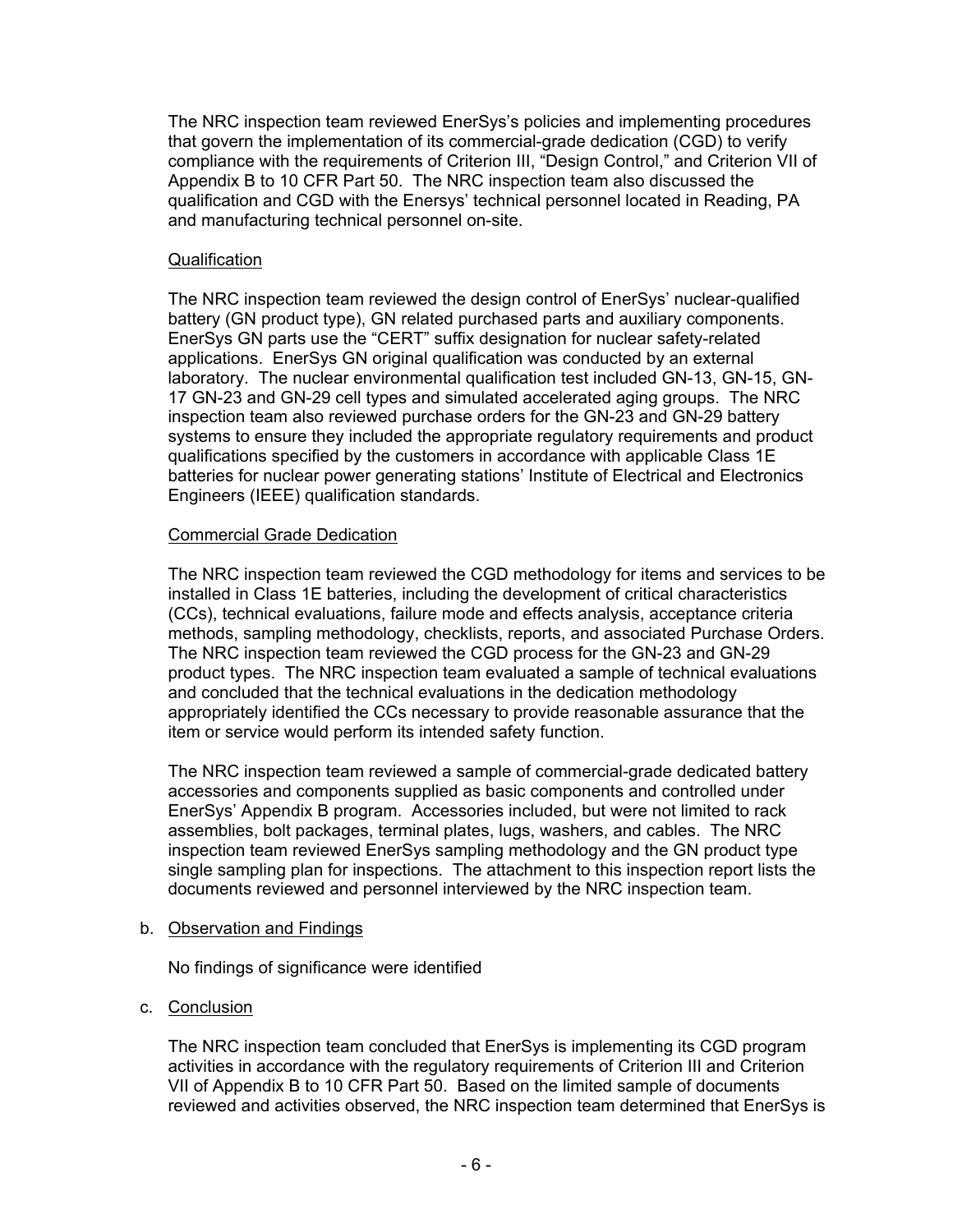The NRC inspection team reviewed EnerSys's policies and implementing procedures that govern the implementation of its commercial-grade dedication (CGD) to verify compliance with the requirements of Criterion III, "Design Control," and Criterion VII of Appendix B to 10 CFR Part 50. The NRC inspection team also discussed the qualification and CGD with the Enersys' technical personnel located in Reading, PA and manufacturing technical personnel on-site.

Qualification

The NRC inspection team reviewed the design control of EnerSys' nuclear-qualified battery (GN product type), GN related purchased parts and auxiliary components. EnerSys GN parts use the "CERT" suffix designation for nuclear safety-related applications. EnerSys GN original qualification was conducted by an external laboratory. The nuclear environmental qualification test included GN-13, GN-15, GN-17 GN-23 and GN-29 cell types and simulated accelerated aging groups. The NRC inspection team also reviewed purchase orders for the GN-23 and GN-29 battery systems to ensure they included the appropriate regulatory requirements and product qualifications specified by the customers in accordance with applicable Class 1E batteries for nuclear power generating stations' Institute of Electrical and Electronics Engineers (IEEE) qualification standards.

Commercial Grade Dedication

The NRC inspection team reviewed the CGD methodology for items and services to be installed in Class 1E batteries, including the development of critical characteristics (CCs), technical evaluations, failure mode and effects analysis, acceptance criteria methods, sampling methodology, checklists, reports, and associated Purchase Orders. The NRC inspection team reviewed the CGD process for the GN-23 and GN-29 product types. The NRC inspection team evaluated a sample of technical evaluations and concluded that the technical evaluations in the dedication methodology appropriately identified the CCs necessary to provide reasonable assurance that the item or service would perform its intended safety function.

The NRC inspection team reviewed a sample of commercial-grade dedicated battery accessories and components supplied as basic components and controlled under EnerSys' Appendix B program. Accessories included, but were not limited to rack assemblies, bolt packages, terminal plates, lugs, washers, and cables. The NRC inspection team reviewed EnerSys sampling methodology and the GN product type single sampling plan for inspections. The attachment to this inspection report lists the documents reviewed and personnel interviewed by the NRC inspection team.

b. Observation and Findings

No findings of significance were identified

c. Conclusion

The NRC inspection team concluded that EnerSys is implementing its CGD program activities in accordance with the regulatory requirements of Criterion III and Criterion VII of Appendix B to 10 CFR Part 50. Based on the limited sample of documents reviewed and activities observed, the NRC inspection team determined that EnerSys is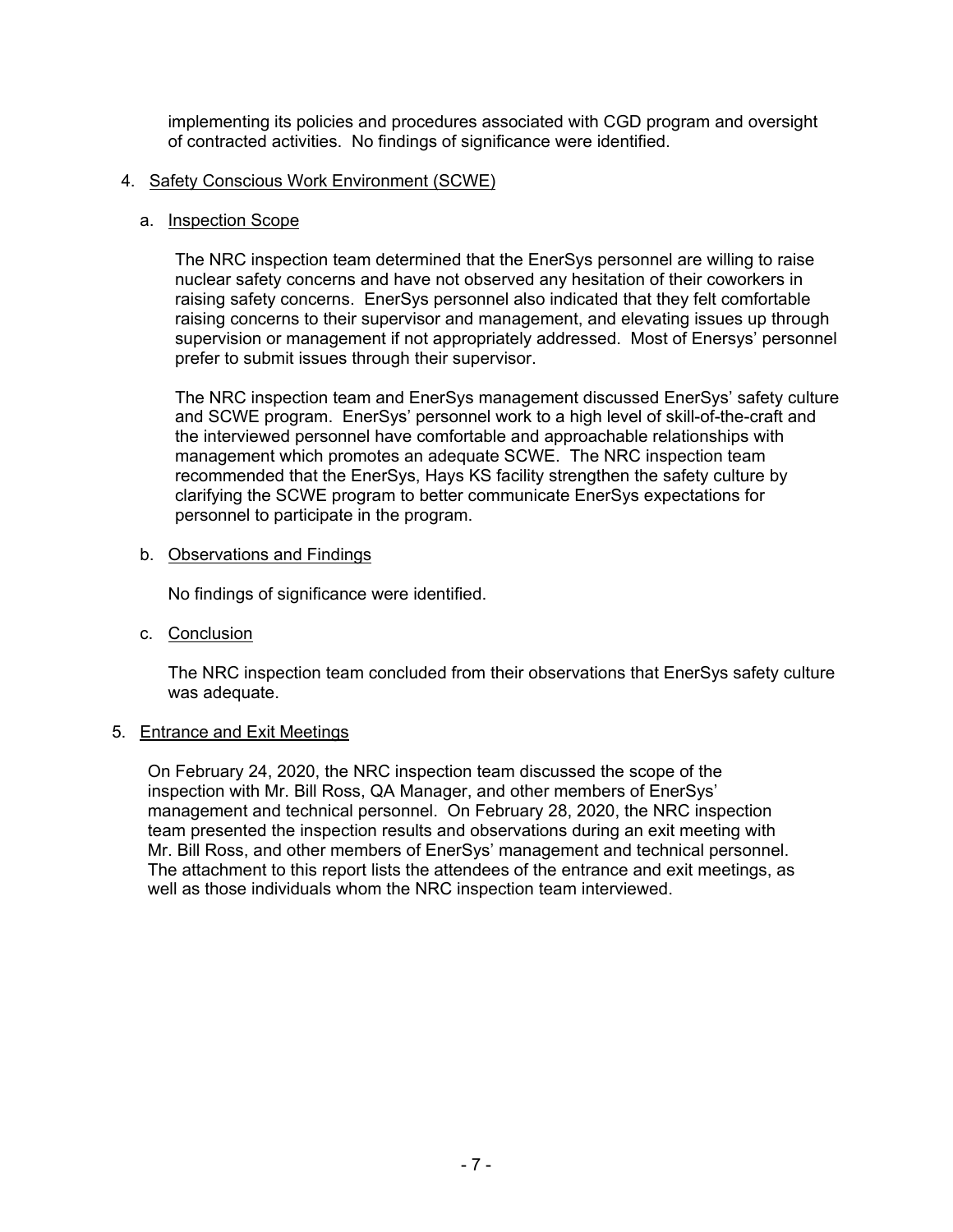implementing its policies and procedures associated with CGD program and oversight of contracted activities. No findings of significance were identified.

4. Safety Conscious Work Environment (SCWE)

   a. Inspection Scope

      The NRC inspection team determined that the EnerSys personnel are willing to raise nuclear safety concerns and have not observed any hesitation of their coworkers in raising safety concerns. EnerSys personnel also indicated that they felt comfortable raising concerns to their supervisor and management, and elevating issues up through supervision or management if not appropriately addressed. Most of Enersys' personnel prefer to submit issues through their supervisor.

      The NRC inspection team and EnerSys management discussed EnerSys' safety culture and SCWE program. EnerSys' personnel work to a high level of skill-of-the-craft and the interviewed personnel have comfortable and approachable relationships with management which promotes an adequate SCWE. The NRC inspection team recommended that the EnerSys, Hays KS facility strengthen the safety culture by clarifying the SCWE program to better communicate EnerSys expectations for personnel to participate in the program.

   b. Observations and Findings

      No findings of significance were identified.

   c. Conclusion

      The NRC inspection team concluded from their observations that EnerSys safety culture was adequate.

5. Entrance and Exit Meetings

   On February 24, 2020, the NRC inspection team discussed the scope of the inspection with Mr. Bill Ross, QA Manager, and other members of EnerSys' management and technical personnel. On February 28, 2020, the NRC inspection team presented the inspection results and observations during an exit meeting with Mr. Bill Ross, and other members of EnerSys' management and technical personnel. The attachment to this report lists the attendees of the entrance and exit meetings, as well as those individuals whom the NRC inspection team interviewed.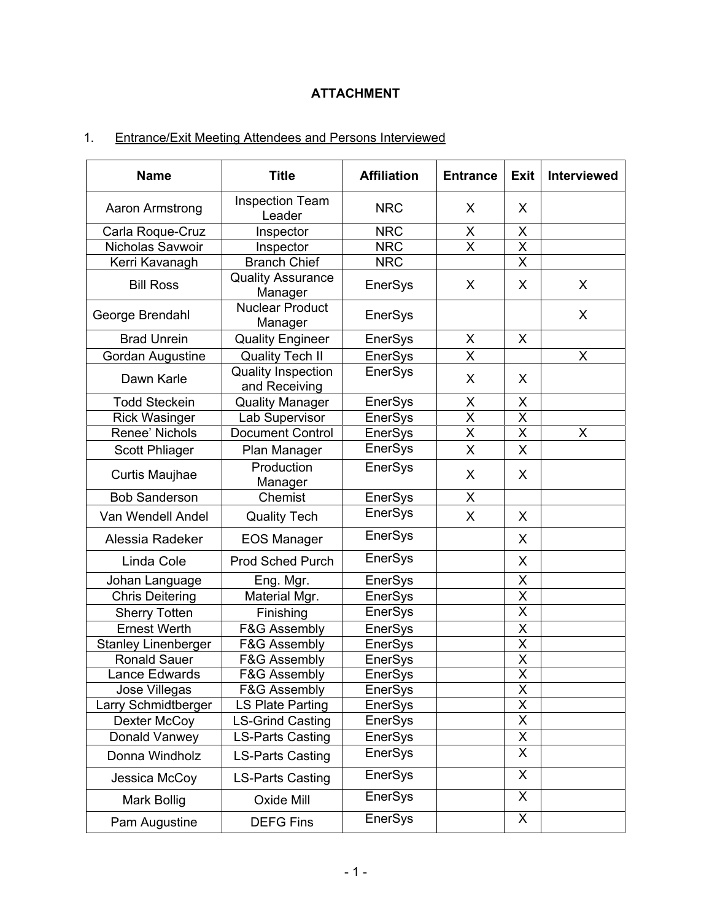## ATTACHMENT

1. Entrance/Exit Meeting Attendees and Persons Interviewed

| Name | Title | Affiliation | Entrance | Exit | Interviewed |
|---|---|---|---|---|---|
| Aaron Armstrong | Inspection Team Leader | NRC | X | X | |
| Carla Roque-Cruz | Inspector | NRC | X | X | |
| Nicholas Savwoir | Inspector | NRC | X | X | |
| Kerri Kavanagh | Branch Chief | NRC | | X | |
| Bill Ross | Quality Assurance Manager | EnerSys | X | X | X |
| George Brendahl | Nuclear Product Manager | EnerSys | | | X |
| Brad Unrein | Quality Engineer | EnerSys | X | X | |
| Gordan Augustine | Quality Tech II | EnerSys | X | | X |
| Dawn Karle | Quality Inspection and Receiving | EnerSys | X | X | |
| Todd Steckein | Quality Manager | EnerSys | X | X | |
| Rick Wasinger | Lab Supervisor | EnerSys | X | X | |
| Renee' Nichols | Document Control | EnerSys | X | X | X |
| Scott Phliager | Plan Manager | EnerSys | X | X | |
| Curtis Maujhae | Production Manager | EnerSys | X | X | |
| Bob Sanderson | Chemist | EnerSys | X | | |
| Van Wendell Andel | Quality Tech | EnerSys | X | X | |
| Alessia Radeker | EOS Manager | EnerSys | | X | |
| Linda Cole | Prod Sched Purch | EnerSys | | X | |
| Johan Language | Eng. Mgr. | EnerSys | | X | |
| Chris Deitering | Material Mgr. | EnerSys | | X | |
| Sherry Totten | Finishing | EnerSys | | X | |
| Ernest Werth | F&G Assembly | EnerSys | | X | |
| Stanley Linenberger | F&G Assembly | EnerSys | | X | |
| Ronald Sauer | F&G Assembly | EnerSys | | X | |
| Lance Edwards | F&G Assembly | EnerSys | | X | |
| Jose Villegas | F&G Assembly | EnerSys | | X | |
| Larry Schmidtberger | LS Plate Parting | EnerSys | | X | |
| Dexter McCoy | LS-Grind Casting | EnerSys | | X | |
| Donald Vanwey | LS-Parts Casting | EnerSys | | X | |
| Donna Windholz | LS-Parts Casting | EnerSys | | X | |
| Jessica McCoy | LS-Parts Casting | EnerSys | | X | |
| Mark Bollig | Oxide Mill | EnerSys | | X | |
| Pam Augustine | DEFG Fins | EnerSys | | X | |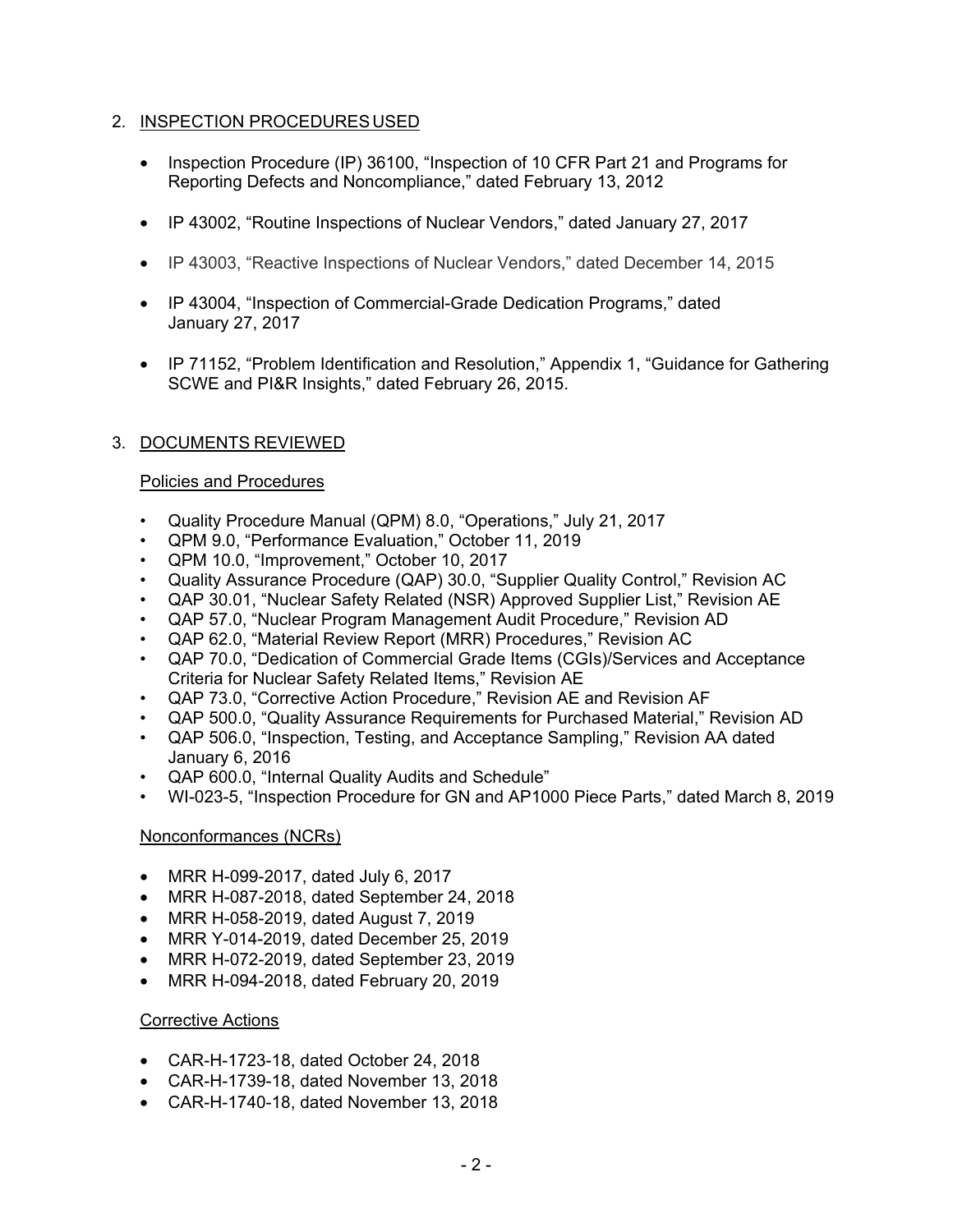## 2. INSPECTION PROCEDURES USED

- Inspection Procedure (IP) 36100, "Inspection of 10 CFR Part 21 and Programs for Reporting Defects and Noncompliance," dated February 13, 2012
- IP 43002, "Routine Inspections of Nuclear Vendors," dated January 27, 2017
- IP 43003, "Reactive Inspections of Nuclear Vendors," dated December 14, 2015
- IP 43004, "Inspection of Commercial-Grade Dedication Programs," dated January 27, 2017
- IP 71152, "Problem Identification and Resolution," Appendix 1, "Guidance for Gathering SCWE and PI&R Insights," dated February 26, 2015.

## 3. DOCUMENTS REVIEWED

### Policies and Procedures

- Quality Procedure Manual (QPM) 8.0, "Operations," July 21, 2017
- QPM 9.0, "Performance Evaluation," October 11, 2019
- QPM 10.0, "Improvement," October 10, 2017
- Quality Assurance Procedure (QAP) 30.0, "Supplier Quality Control," Revision AC
- QAP 30.01, "Nuclear Safety Related (NSR) Approved Supplier List," Revision AE
- QAP 57.0, "Nuclear Program Management Audit Procedure," Revision AD
- QAP 62.0, "Material Review Report (MRR) Procedures," Revision AC
- QAP 70.0, "Dedication of Commercial Grade Items (CGIs)/Services and Acceptance Criteria for Nuclear Safety Related Items," Revision AE
- QAP 73.0, "Corrective Action Procedure," Revision AE and Revision AF
- QAP 500.0, "Quality Assurance Requirements for Purchased Material," Revision AD
- QAP 506.0, "Inspection, Testing, and Acceptance Sampling," Revision AA dated January 6, 2016
- QAP 600.0, "Internal Quality Audits and Schedule"
- WI-023-5, "Inspection Procedure for GN and AP1000 Piece Parts," dated March 8, 2019

### Nonconformances (NCRs)

- MRR H-099-2017, dated July 6, 2017
- MRR H-087-2018, dated September 24, 2018
- MRR H-058-2019, dated August 7, 2019
- MRR Y-014-2019, dated December 25, 2019
- MRR H-072-2019, dated September 23, 2019
- MRR H-094-2018, dated February 20, 2019

### Corrective Actions

- CAR-H-1723-18, dated October 24, 2018
- CAR-H-1739-18, dated November 13, 2018
- CAR-H-1740-18, dated November 13, 2018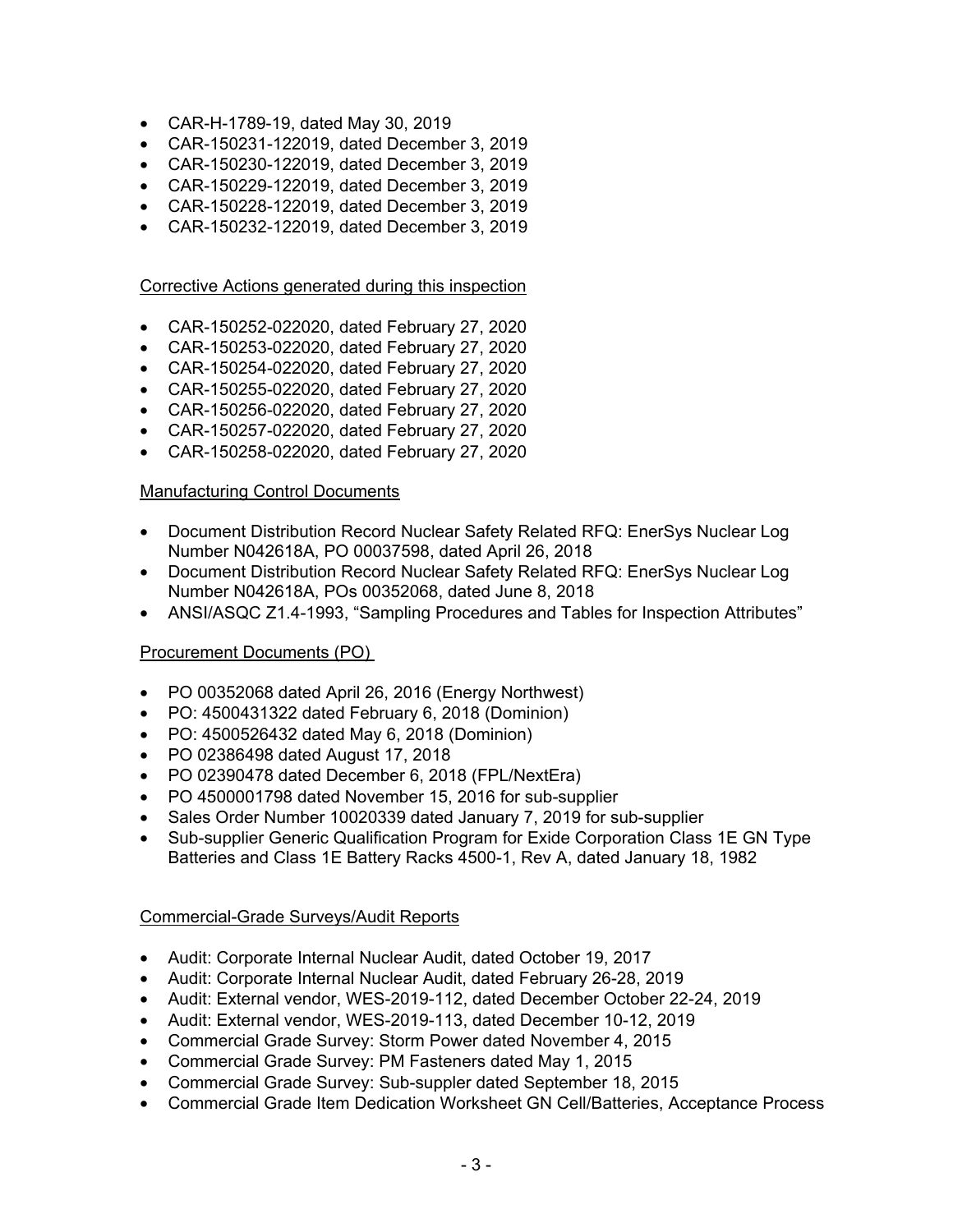- CAR-H-1789-19, dated May 30, 2019
- CAR-150231-122019, dated December 3, 2019
- CAR-150230-122019, dated December 3, 2019
- CAR-150229-122019, dated December 3, 2019
- CAR-150228-122019, dated December 3, 2019
- CAR-150232-122019, dated December 3, 2019

Corrective Actions generated during this inspection

- CAR-150252-022020, dated February 27, 2020
- CAR-150253-022020, dated February 27, 2020
- CAR-150254-022020, dated February 27, 2020
- CAR-150255-022020, dated February 27, 2020
- CAR-150256-022020, dated February 27, 2020
- CAR-150257-022020, dated February 27, 2020
- CAR-150258-022020, dated February 27, 2020

Manufacturing Control Documents

- Document Distribution Record Nuclear Safety Related RFQ: EnerSys Nuclear Log Number N042618A, PO 00037598, dated April 26, 2018
- Document Distribution Record Nuclear Safety Related RFQ: EnerSys Nuclear Log Number N042618A, POs 00352068, dated June 8, 2018
- ANSI/ASQC Z1.4-1993, "Sampling Procedures and Tables for Inspection Attributes"

Procurement Documents (PO)

- PO 00352068 dated April 26, 2016 (Energy Northwest)
- PO: 4500431322 dated February 6, 2018 (Dominion)
- PO: 4500526432 dated May 6, 2018 (Dominion)
- PO 02386498 dated August 17, 2018
- PO 02390478 dated December 6, 2018 (FPL/NextEra)
- PO 4500001798 dated November 15, 2016 for sub-supplier
- Sales Order Number 10020339 dated January 7, 2019 for sub-supplier
- Sub-supplier Generic Qualification Program for Exide Corporation Class 1E GN Type Batteries and Class 1E Battery Racks 4500-1, Rev A, dated January 18, 1982

Commercial-Grade Surveys/Audit Reports

- Audit: Corporate Internal Nuclear Audit, dated October 19, 2017
- Audit: Corporate Internal Nuclear Audit, dated February 26-28, 2019
- Audit: External vendor, WES-2019-112, dated December October 22-24, 2019
- Audit: External vendor, WES-2019-113, dated December 10-12, 2019
- Commercial Grade Survey: Storm Power dated November 4, 2015
- Commercial Grade Survey: PM Fasteners dated May 1, 2015
- Commercial Grade Survey: Sub-suppler dated September 18, 2015
- Commercial Grade Item Dedication Worksheet GN Cell/Batteries, Acceptance Process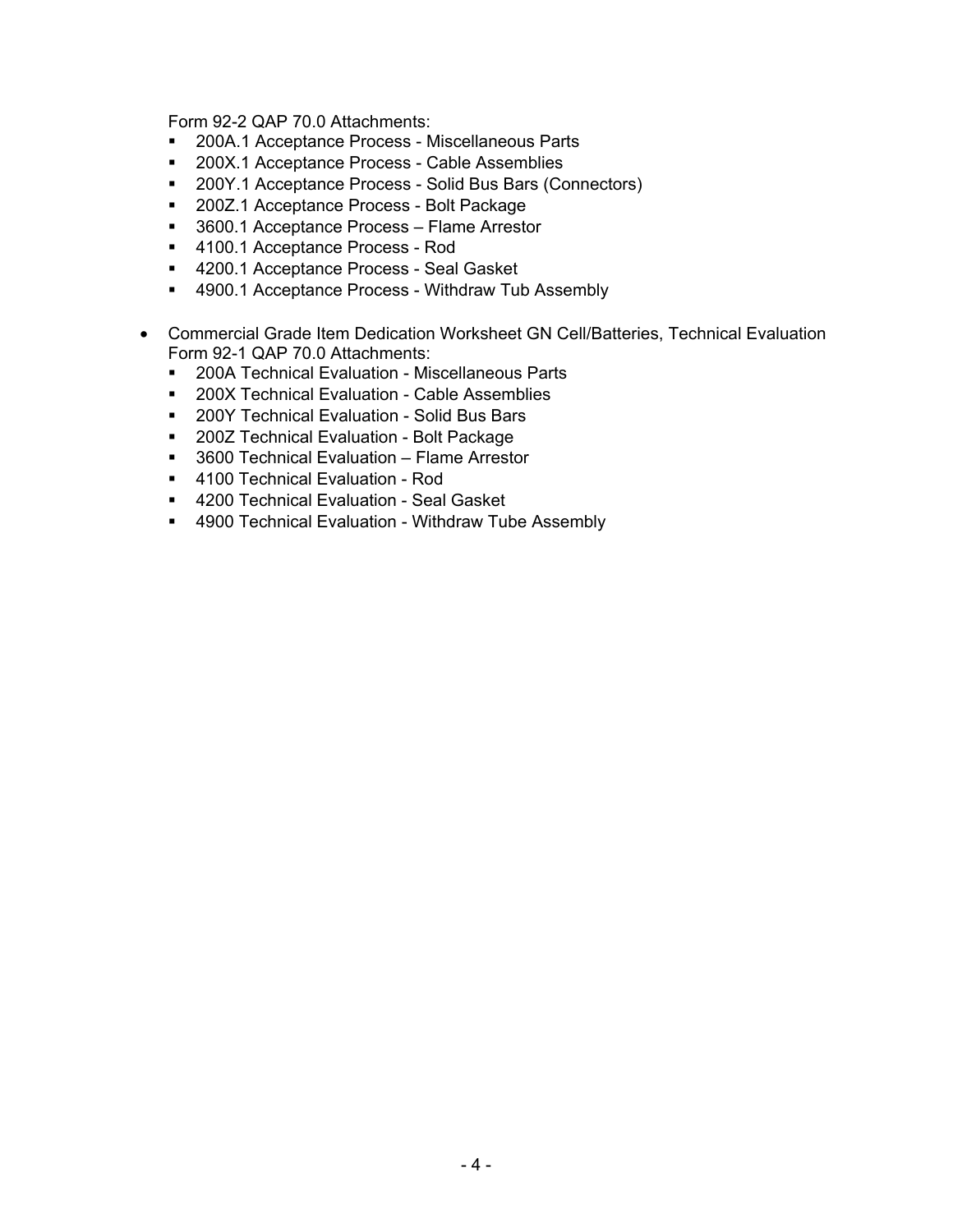Form 92-2 QAP 70.0 Attachments:

- 200A.1 Acceptance Process - Miscellaneous Parts
- 200X.1 Acceptance Process - Cable Assemblies
- 200Y.1 Acceptance Process - Solid Bus Bars (Connectors)
- 200Z.1 Acceptance Process - Bolt Package
- 3600.1 Acceptance Process – Flame Arrestor
- 4100.1 Acceptance Process - Rod
- 4200.1 Acceptance Process - Seal Gasket
- 4900.1 Acceptance Process - Withdraw Tub Assembly

- Commercial Grade Item Dedication Worksheet GN Cell/Batteries, Technical Evaluation Form 92-1 QAP 70.0 Attachments:
  - 200A Technical Evaluation - Miscellaneous Parts
  - 200X Technical Evaluation - Cable Assemblies
  - 200Y Technical Evaluation - Solid Bus Bars
  - 200Z Technical Evaluation - Bolt Package
  - 3600 Technical Evaluation – Flame Arrestor
  - 4100 Technical Evaluation - Rod
  - 4200 Technical Evaluation - Seal Gasket
  - 4900 Technical Evaluation - Withdraw Tube Assembly